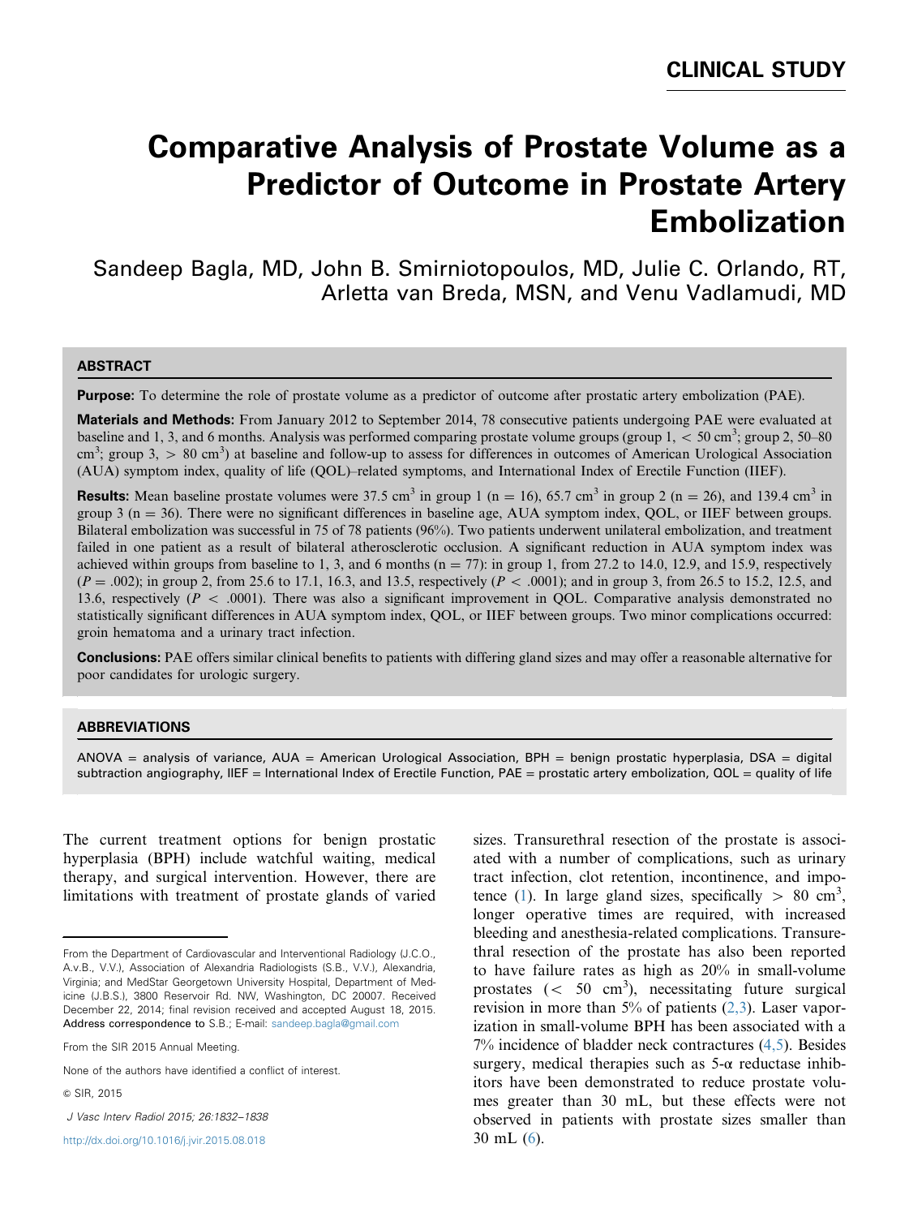CLINICAL STUDY

# Comparative Analysis of Prostate Volume as a Predictor of Outcome in Prostate Artery Embolization

Sandeep Bagla, MD, John B. Smirniotopoulos, MD, Julie C. Orlando, RT, Arletta van Breda, MSN, and Venu Vadlamudi, MD

## ABSTRACT

**Purpose:** To determine the role of prostate volume as a predictor of outcome after prostatic artery embolization (PAE).

**Materials and Methods:** From January 2012 to September 2014, 78 consecutive patients undergoing PAE were evaluated at baseline and 1, 3, and 6 months. Analysis was performed comparing prostate volume groups (group 1, < 50 cm$^3$; group 2, 50–80 cm$^3$; group 3, > 80 cm$^3$) at baseline and follow-up to assess for differences in outcomes of American Urological Association (AUA) symptom index, quality of life (QOL)–related symptoms, and International Index of Erectile Function (IIEF).

**Results:** Mean baseline prostate volumes were 37.5 cm$^3$ in group 1 (n = 16), 65.7 cm$^3$ in group 2 (n = 26), and 139.4 cm$^3$ in group 3 (n = 36). There were no significant differences in baseline age, AUA symptom index, QOL, or IIEF between groups. Bilateral embolization was successful in 75 of 78 patients (96%). Two patients underwent unilateral embolization, and treatment failed in one patient as a result of bilateral atherosclerotic occlusion. A significant reduction in AUA symptom index was achieved within groups from baseline to 1, 3, and 6 months (n = 77): in group 1, from 27.2 to 14.0, 12.9, and 15.9, respectively ($P = .002$); in group 2, from 25.6 to 17.1, 16.3, and 13.5, respectively ($P < .0001$); and in group 3, from 26.5 to 15.2, 12.5, and 13.6, respectively ($P < .0001$). There was also a significant improvement in QOL. Comparative analysis demonstrated no statistically significant differences in AUA symptom index, QOL, or IIEF between groups. Two minor complications occurred: groin hematoma and a urinary tract infection.

**Conclusions:** PAE offers similar clinical benefits to patients with differing gland sizes and may offer a reasonable alternative for poor candidates for urologic surgery.

## ABBREVIATIONS

ANOVA = analysis of variance, AUA = American Urological Association, BPH = benign prostatic hyperplasia, DSA = digital subtraction angiography, IIEF = International Index of Erectile Function, PAE = prostatic artery embolization, QOL = quality of life

The current treatment options for benign prostatic hyperplasia (BPH) include watchful waiting, medical therapy, and surgical intervention. However, there are limitations with treatment of prostate glands of varied sizes. Transurethral resection of the prostate is associated with a number of complications, such as urinary tract infection, clot retention, incontinence, and impotence (1). In large gland sizes, specifically > 80 cm$^3$, longer operative times are required, with increased bleeding and anesthesia-related complications. Transurethral resection of the prostate has also been reported to have failure rates as high as 20% in small-volume prostates (< 50 cm$^3$), necessitating future surgical revision in more than 5% of patients (2,3). Laser vaporization in small-volume BPH has been associated with a 7% incidence of bladder neck contractures (4,5). Besides surgery, medical therapies such as 5-α reductase inhibitors have been demonstrated to reduce prostate volumes greater than 30 mL, but these effects were not observed in patients with prostate sizes smaller than 30 mL (6).

From the Department of Cardiovascular and Interventional Radiology (J.C.O., A.v.B., V.V.), Association of Alexandria Radiologists (S.B., V.V.), Alexandria, Virginia; and MedStar Georgetown University Hospital, Department of Medicine (J.B.S.), 3800 Reservoir Rd. NW, Washington, DC 20007. Received December 22, 2014; final revision received and accepted August 18, 2015. **Address correspondence to** S.B.; E-mail: sandeep.bagla@gmail.com

From the SIR 2015 Annual Meeting.

None of the authors have identified a conflict of interest.

© SIR, 2015

J Vasc Interv Radiol 2015; 26:1832–1838

http://dx.doi.org/10.1016/j.jvir.2015.08.018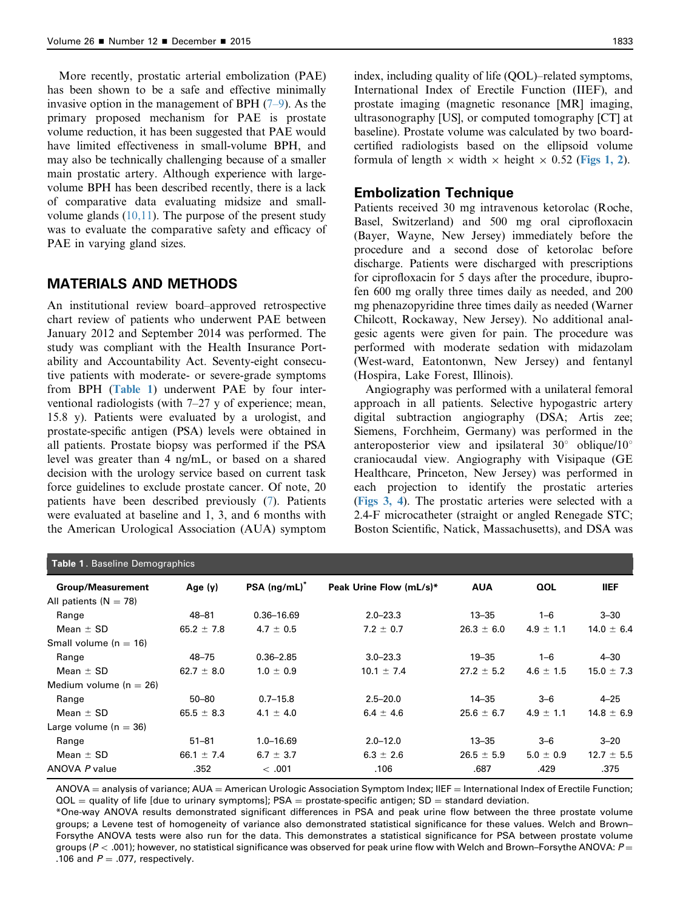More recently, prostatic arterial embolization (PAE) has been shown to be a safe and effective minimally invasive option in the management of BPH (7–9). As the primary proposed mechanism for PAE is prostate volume reduction, it has been suggested that PAE would have limited effectiveness in small-volume BPH, and may also be technically challenging because of a smaller main prostatic artery. Although experience with large-volume BPH has been described recently, there is a lack of comparative data evaluating midsize and small-volume glands (10,11). The purpose of the present study was to evaluate the comparative safety and efficacy of PAE in varying gland sizes.

## MATERIALS AND METHODS

An institutional review board–approved retrospective chart review of patients who underwent PAE between January 2012 and September 2014 was performed. The study was compliant with the Health Insurance Portability and Accountability Act. Seventy-eight consecutive patients with moderate- or severe-grade symptoms from BPH (Table 1) underwent PAE by four interventional radiologists (with 7–27 y of experience; mean, 15.8 y). Patients were evaluated by a urologist, and prostate-specific antigen (PSA) levels were obtained in all patients. Prostate biopsy was performed if the PSA level was greater than 4 ng/mL, or based on a shared decision with the urology service based on current task force guidelines to exclude prostate cancer. Of note, 20 patients have been described previously (7). Patients were evaluated at baseline and 1, 3, and 6 months with the American Urological Association (AUA) symptom index, including quality of life (QOL)–related symptoms, International Index of Erectile Function (IIEF), and prostate imaging (magnetic resonance [MR] imaging, ultrasonography [US], or computed tomography [CT] at baseline). Prostate volume was calculated by two board-certified radiologists based on the ellipsoid volume formula of length × width × height × 0.52 (Figs 1, 2).

## Embolization Technique

Patients received 30 mg intravenous ketorolac (Roche, Basel, Switzerland) and 500 mg oral ciprofloxacin (Bayer, Wayne, New Jersey) immediately before the procedure and a second dose of ketorolac before discharge. Patients were discharged with prescriptions for ciprofloxacin for 5 days after the procedure, ibuprofen 600 mg orally three times daily as needed, and 200 mg phenazopyridine three times daily as needed (Warner Chilcott, Rockaway, New Jersey). No additional analgesic agents were given for pain. The procedure was performed with moderate sedation with midazolam (West-ward, Eatontonwn, New Jersey) and fentanyl (Hospira, Lake Forest, Illinois).

Angiography was performed with a unilateral femoral approach in all patients. Selective hypogastric artery digital subtraction angiography (DSA; Artis zee; Siemens, Forchheim, Germany) was performed in the anteroposterior view and ipsilateral 30° oblique/10° craniocaudal view. Angiography with Visipaque (GE Healthcare, Princeton, New Jersey) was performed in each projection to identify the prostatic arteries (Figs 3, 4). The prostatic arteries were selected with a 2.4-F microcatheter (straight or angled Renegade STC; Boston Scientific, Natick, Massachusetts), and DSA was

**Table 1**. Baseline Demographics

| Group/Measurement | Age (y) | PSA (ng/mL)* | Peak Urine Flow (mL/s)* | AUA | QOL | IIEF |
|---|---|---|---|---|---|---|
| All patients (N = 78) | | | | | | |
| Range | 48–81 | 0.36–16.69 | 2.0–23.3 | 13–35 | 1–6 | 3–30 |
| Mean ± SD | 65.2 ± 7.8 | 4.7 ± 0.5 | 7.2 ± 0.7 | 26.3 ± 6.0 | 4.9 ± 1.1 | 14.0 ± 6.4 |
| Small volume (n = 16) | | | | | | |
| Range | 48–75 | 0.36–2.85 | 3.0–23.3 | 19–35 | 1–6 | 4–30 |
| Mean ± SD | 62.7 ± 8.0 | 1.0 ± 0.9 | 10.1 ± 7.4 | 27.2 ± 5.2 | 4.6 ± 1.5 | 15.0 ± 7.3 |
| Medium volume (n = 26) | | | | | | |
| Range | 50–80 | 0.7–15.8 | 2.5–20.0 | 14–35 | 3–6 | 4–25 |
| Mean ± SD | 65.5 ± 8.3 | 4.1 ± 4.0 | 6.4 ± 4.6 | 25.6 ± 6.7 | 4.9 ± 1.1 | 14.8 ± 6.9 |
| Large volume (n = 36) | | | | | | |
| Range | 51–81 | 1.0–16.69 | 2.0–12.0 | 13–35 | 3–6 | 3–20 |
| Mean ± SD | 66.1 ± 7.4 | 6.7 ± 3.7 | 6.3 ± 2.6 | 26.5 ± 5.9 | 5.0 ± 0.9 | 12.7 ± 5.5 |
| ANOVA *P* value | .352 | < .001 | .106 | .687 | .429 | .375 |

ANOVA = analysis of variance; AUA = American Urologic Association Symptom Index; IIEF = International Index of Erectile Function; QOL = quality of life [due to urinary symptoms]; PSA = prostate-specific antigen; SD = standard deviation.

*One-way ANOVA results demonstrated significant differences in PSA and peak urine flow between the three prostate volume groups; a Levene test of homogeneity of variance also demonstrated statistical significance for these values. Welch and Brown–Forsythe ANOVA tests were also run for the data. This demonstrates a statistical significance for PSA between prostate volume groups ($P < .001$); however, no statistical significance was observed for peak urine flow with Welch and Brown–Forsythe ANOVA: $P = .106$ and $P = .077$, respectively.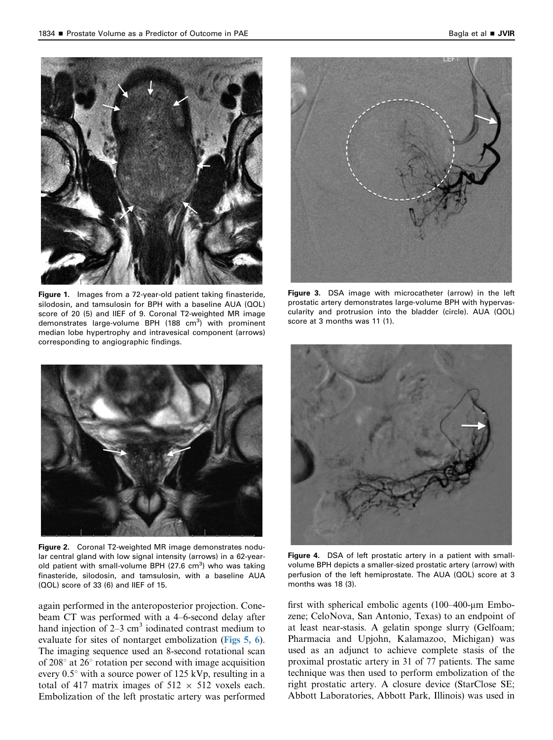Figure 1. Images from a 72-year-old patient taking finasteride, silodosin, and tamsulosin for BPH with a baseline AUA (QOL) score of 20 (5) and IIEF of 9. Coronal T2-weighted MR image demonstrates large-volume BPH (188 $cm^3$) with prominent median lobe hypertrophy and intravesical component (arrows) corresponding to angiographic findings.

Figure 2. Coronal T2-weighted MR image demonstrates nodular central gland with low signal intensity (arrows) in a 62-year-old patient with small-volume BPH (27.6 $cm^3$) who was taking finasteride, silodosin, and tamsulosin, with a baseline AUA (QOL) score of 33 (6) and IIEF of 15.

Figure 3. DSA image with microcatheter (arrow) in the left prostatic artery demonstrates large-volume BPH with hypervascularity and protrusion into the bladder (circle). AUA (QOL) score at 3 months was 11 (1).

Figure 4. DSA of left prostatic artery in a patient with small-volume BPH depicts a smaller-sized prostatic artery (arrow) with perfusion of the left hemiprostate. The AUA (QOL) score at 3 months was 18 (3).

again performed in the anteroposterior projection. Cone-beam CT was performed with a 4–6-second delay after hand injection of 2–3 $cm^3$ iodinated contrast medium to evaluate for sites of nontarget embolization (Figs 5, 6). The imaging sequence used an 8-second rotational scan of 208° at 26° rotation per second with image acquisition every 0.5° with a source power of 125 kVp, resulting in a total of 417 matrix images of 512 × 512 voxels each. Embolization of the left prostatic artery was performed first with spherical embolic agents (100–400-μm Embozene; CeloNova, San Antonio, Texas) to an endpoint of at least near-stasis. A gelatin sponge slurry (Gelfoam; Pharmacia and Upjohn, Kalamazoo, Michigan) was used as an adjunct to achieve complete stasis of the proximal prostatic artery in 31 of 77 patients. The same technique was then used to perform embolization of the right prostatic artery. A closure device (StarClose SE; Abbott Laboratories, Abbott Park, Illinois) was used in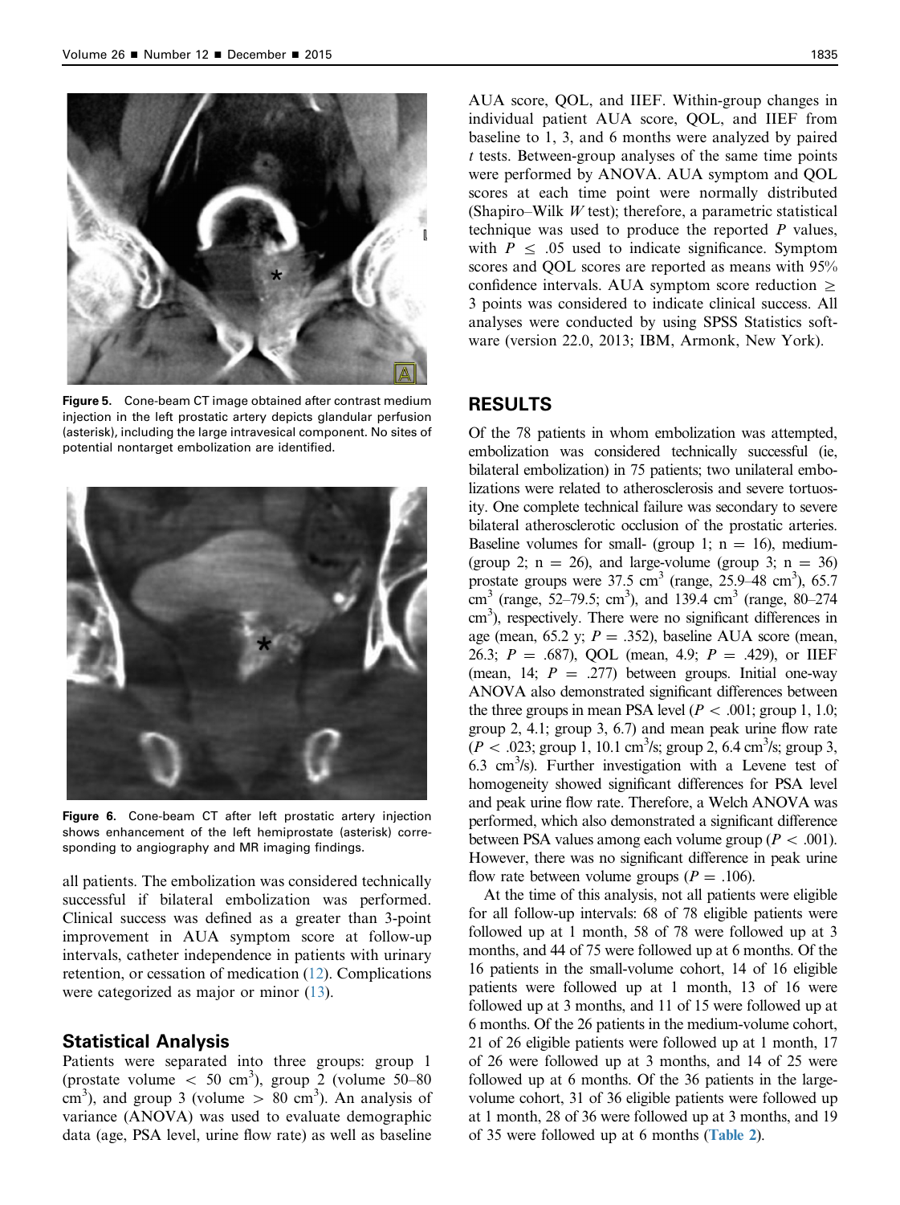Figure 5. Cone-beam CT image obtained after contrast medium injection in the left prostatic artery depicts glandular perfusion (asterisk), including the large intravesical component. No sites of potential nontarget embolization are identified.

Figure 6. Cone-beam CT after left prostatic artery injection shows enhancement of the left hemiprostate (asterisk) corresponding to angiography and MR imaging findings.

all patients. The embolization was considered technically successful if bilateral embolization was performed. Clinical success was defined as a greater than 3-point improvement in AUA symptom score at follow-up intervals, catheter independence in patients with urinary retention, or cessation of medication (12). Complications were categorized as major or minor (13).

## Statistical Analysis

Patients were separated into three groups: group 1 (prostate volume < 50 $cm^3$), group 2 (volume 50–80 $cm^3$), and group 3 (volume > 80 $cm^3$). An analysis of variance (ANOVA) was used to evaluate demographic data (age, PSA level, urine flow rate) as well as baseline AUA score, QOL, and IIEF. Within-group changes in individual patient AUA score, QOL, and IIEF from baseline to 1, 3, and 6 months were analyzed by paired *t* tests. Between-group analyses of the same time points were performed by ANOVA. AUA symptom and QOL scores at each time point were normally distributed (Shapiro–Wilk *W* test); therefore, a parametric statistical technique was used to produce the reported *P* values, with $P \leq .05$ used to indicate significance. Symptom scores and QOL scores are reported as means with 95% confidence intervals. AUA symptom score reduction ≥ 3 points was considered to indicate clinical success. All analyses were conducted by using SPSS Statistics software (version 22.0, 2013; IBM, Armonk, New York).

## RESULTS

Of the 78 patients in whom embolization was attempted, embolization was considered technically successful (ie, bilateral embolization) in 75 patients; two unilateral embolizations were related to atherosclerosis and severe tortuosity. One complete technical failure was secondary to severe bilateral atherosclerotic occlusion of the prostatic arteries. Baseline volumes for small- (group 1; n = 16), medium- (group 2; n = 26), and large-volume (group 3; n = 36) prostate groups were 37.5 $cm^3$ (range, 25.9–48 $cm^3$), 65.7 $cm^3$ (range, 52–79.5; $cm^3$), and 139.4 $cm^3$ (range, 80–274 $cm^3$), respectively. There were no significant differences in age (mean, 65.2 y; $P = .352$), baseline AUA score (mean, 26.3; $P = .687$), QOL (mean, 4.9; $P = .429$), or IIEF (mean, 14; $P = .277$) between groups. Initial one-way ANOVA also demonstrated significant differences between the three groups in mean PSA level ($P < .001$; group 1, 1.0; group 2, 4.1; group 3, 6.7) and mean peak urine flow rate ($P < .023$; group 1, 10.1 $cm^3$/s; group 2, 6.4 $cm^3$/s; group 3, 6.3 $cm^3$/s). Further investigation with a Levene test of homogeneity showed significant differences for PSA level and peak urine flow rate. Therefore, a Welch ANOVA was performed, which also demonstrated a significant difference between PSA values among each volume group ($P < .001$). However, there was no significant difference in peak urine flow rate between volume groups ($P = .106$).

At the time of this analysis, not all patients were eligible for all follow-up intervals: 68 of 78 eligible patients were followed up at 1 month, 58 of 78 were followed up at 3 months, and 44 of 75 were followed up at 6 months. Of the 16 patients in the small-volume cohort, 14 of 16 eligible patients were followed up at 1 month, 13 of 16 were followed up at 3 months, and 11 of 15 were followed up at 6 months. Of the 26 patients in the medium-volume cohort, 21 of 26 eligible patients were followed up at 1 month, 17 of 26 were followed up at 3 months, and 14 of 25 were followed up at 6 months. Of the 36 patients in the large-volume cohort, 31 of 36 eligible patients were followed up at 1 month, 28 of 36 were followed up at 3 months, and 19 of 35 were followed up at 6 months (Table 2).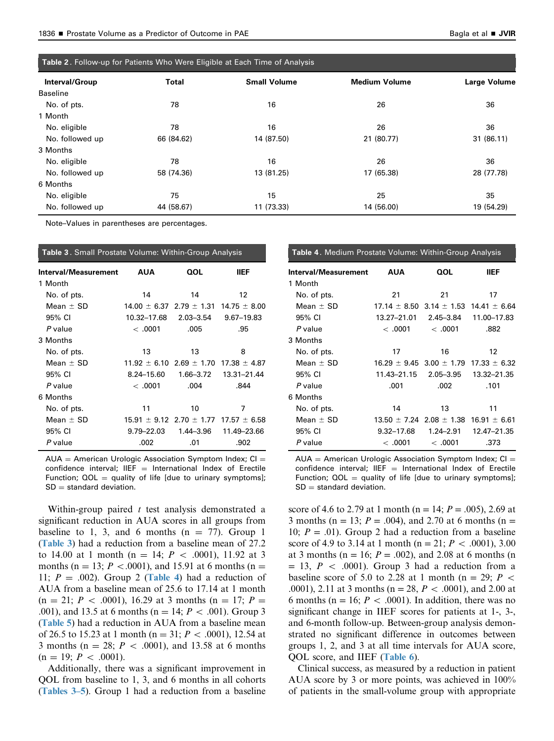**Table 2**. Follow-up for Patients Who Were Eligible at Each Time of Analysis

| Interval/Group | Total | Small Volume | Medium Volume | Large Volume |
|---|---|---|---|---|
| Baseline | | | | |
| No. of pts. | 78 | 16 | 26 | 36 |
| 1 Month | | | | |
| No. eligible | 78 | 16 | 26 | 36 |
| No. followed up | 66 (84.62) | 14 (87.50) | 21 (80.77) | 31 (86.11) |
| 3 Months | | | | |
| No. eligible | 78 | 16 | 26 | 36 |
| No. followed up | 58 (74.36) | 13 (81.25) | 17 (65.38) | 28 (77.78) |
| 6 Months | | | | |
| No. eligible | 75 | 15 | 25 | 35 |
| No. followed up | 44 (58.67) | 11 (73.33) | 14 (56.00) | 19 (54.29) |

Note–Values in parentheses are percentages.

**Table 3**. Small Prostate Volume: Within-Group Analysis

| Interval/Measurement | AUA | QOL | IIEF |
|---|---|---|---|
| 1 Month | | | |
| No. of pts. | 14 | 14 | 12 |
| Mean ± SD | 14.00 ± 6.37 | 2.79 ± 1.31 | 14.75 ± 8.00 |
| 95% CI | 10.32–17.68 | 2.03–3.54 | 9.67–19.83 |
| *P* value | < .0001 | .005 | .95 |
| 3 Months | | | |
| No. of pts. | 13 | 13 | 8 |
| Mean ± SD | 11.92 ± 6.10 | 2.69 ± 1.70 | 17.38 ± 4.87 |
| 95% CI | 8.24–15.60 | 1.66–3.72 | 13.31–21.44 |
| *P* value | < .0001 | .004 | .844 |
| 6 Months | | | |
| No. of pts. | 11 | 10 | 7 |
| Mean ± SD | 15.91 ± 9.12 | 2.70 ± 1.77 | 17.57 ± 6.58 |
| 95% CI | 9.79–22.03 | 1.44–3.96 | 11.49–23.66 |
| *P* value | .002 | .01 | .902 |

AUA = American Urologic Association Symptom Index; CI = confidence interval; IIEF = International Index of Erectile Function; QOL = quality of life [due to urinary symptoms]; SD = standard deviation.

**Table 4**. Medium Prostate Volume: Within-Group Analysis

| Interval/Measurement | AUA | QOL | IIEF |
|---|---|---|---|
| 1 Month | | | |
| No. of pts. | 21 | 21 | 17 |
| Mean ± SD | 17.14 ± 8.50 | 3.14 ± 1.53 | 14.41 ± 6.64 |
| 95% CI | 13.27–21.01 | 2.45–3.84 | 11.00–17.83 |
| *P* value | < .0001 | < .0001 | .882 |
| 3 Months | | | |
| No. of pts. | 17 | 16 | 12 |
| Mean ± SD | 16.29 ± 9.45 | 3.00 ± 1.79 | 17.33 ± 6.32 |
| 95% CI | 11.43–21.15 | 2.05–3.95 | 13.32–21.35 |
| *P* value | .001 | .002 | .101 |
| 6 Months | | | |
| No. of pts. | 14 | 13 | 11 |
| Mean ± SD | 13.50 ± 7.24 | 2.08 ± 1.38 | 16.91 ± 6.61 |
| 95% CI | 9.32–17.68 | 1.24–2.91 | 12.47–21.35 |
| *P* value | < .0001 | < .0001 | .373 |

AUA = American Urologic Association Symptom Index; CI = confidence interval; IIEF = International Index of Erectile Function; QOL = quality of life [due to urinary symptoms]; SD = standard deviation.

Within-group paired *t* test analysis demonstrated a significant reduction in AUA scores in all groups from baseline to 1, 3, and 6 months (n = 77). Group 1 (Table 3) had a reduction from a baseline mean of 27.2 to 14.00 at 1 month (n = 14; *P* < .0001), 11.92 at 3 months (n = 13; *P* <.0001), and 15.91 at 6 months (n = 11; *P* = .002). Group 2 (Table 4) had a reduction of AUA from a baseline mean of 25.6 to 17.14 at 1 month (n = 21; *P* < .0001), 16.29 at 3 months (n = 17; *P* = .001), and 13.5 at 6 months (n = 14; *P* < .001). Group 3 (Table 5) had a reduction in AUA from a baseline mean of 26.5 to 15.23 at 1 month (n = 31; *P* < .0001), 12.54 at 3 months (n = 28; *P* < .0001), and 13.58 at 6 months (n = 19; *P* < .0001).

Additionally, there was a significant improvement in QOL from baseline to 1, 3, and 6 months in all cohorts (Tables 3–5). Group 1 had a reduction from a baseline score of 4.6 to 2.79 at 1 month (n = 14; *P* = .005), 2.69 at 3 months (n = 13; *P* = .004), and 2.70 at 6 months (n = 10; *P* = .01). Group 2 had a reduction from a baseline score of 4.9 to 3.14 at 1 month (n = 21; *P* < .0001), 3.00 at 3 months (n = 16; *P* = .002), and 2.08 at 6 months (n = 13, *P* < .0001). Group 3 had a reduction from a baseline score of 5.0 to 2.28 at 1 month (n = 29; *P* < .0001), 2.11 at 3 months (n = 28, *P* < .0001), and 2.00 at 6 months (n = 16; *P* < .0001). In addition, there was no significant change in IIEF scores for patients at 1-, 3-, and 6-month follow-up. Between-group analysis demonstrated no significant difference in outcomes between groups 1, 2, and 3 at all time intervals for AUA score, QOL score, and IIEF (Table 6).

Clinical success, as measured by a reduction in patient AUA score by 3 or more points, was achieved in 100% of patients in the small-volume group with appropriate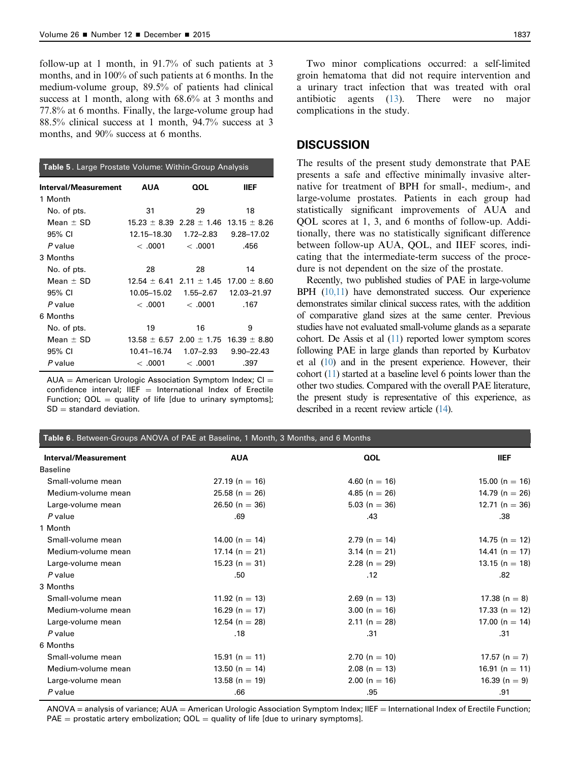follow-up at 1 month, in 91.7% of such patients at 3 months, and in 100% of such patients at 6 months. In the medium-volume group, 89.5% of patients had clinical success at 1 month, along with 68.6% at 3 months and 77.8% at 6 months. Finally, the large-volume group had 88.5% clinical success at 1 month, 94.7% success at 3 months, and 90% success at 6 months.

**Table 5**. Large Prostate Volume: Within-Group Analysis

| Interval/Measurement | AUA | QOL | IIEF |
|---|---|---|---|
| 1 Month | | | |
| No. of pts. | 31 | 29 | 18 |
| Mean ± SD | 15.23 ± 8.39 | 2.28 ± 1.46 | 13.15 ± 8.26 |
| 95% CI | 12.15–18.30 | 1.72–2.83 | 9.28–17.02 |
| *P* value | < .0001 | < .0001 | .456 |
| 3 Months | | | |
| No. of pts. | 28 | 28 | 14 |
| Mean ± SD | 12.54 ± 6.41 | 2.11 ± 1.45 | 17.00 ± 8.60 |
| 95% CI | 10.05–15.02 | 1.55–2.67 | 12.03–21.97 |
| *P* value | < .0001 | < .0001 | .167 |
| 6 Months | | | |
| No. of pts. | 19 | 16 | 9 |
| Mean ± SD | 13.58 ± 6.57 | 2.00 ± 1.75 | 16.39 ± 8.80 |
| 95% CI | 10.41–16.74 | 1.07–2.93 | 9.90–22.43 |
| *P* value | < .0001 | < .0001 | .397 |

AUA = American Urologic Association Symptom Index; CI = confidence interval; IIEF = International Index of Erectile Function; QOL = quality of life [due to urinary symptoms]; SD = standard deviation.

Two minor complications occurred: a self-limited groin hematoma that did not require intervention and a urinary tract infection that was treated with oral antibiotic agents (13). There were no major complications in the study.

## DISCUSSION

The results of the present study demonstrate that PAE presents a safe and effective minimally invasive alternative for treatment of BPH for small-, medium-, and large-volume prostates. Patients in each group had statistically significant improvements of AUA and QOL scores at 1, 3, and 6 months of follow-up. Additionally, there was no statistically significant difference between follow-up AUA, QOL, and IIEF scores, indicating that the intermediate-term success of the procedure is not dependent on the size of the prostate.

Recently, two published studies of PAE in large-volume BPH (10,11) have demonstrated success. Our experience demonstrates similar clinical success rates, with the addition of comparative gland sizes at the same center. Previous studies have not evaluated small-volume glands as a separate cohort. De Assis et al (11) reported lower symptom scores following PAE in large glands than reported by Kurbatov et al (10) and in the present experience. However, their cohort (11) started at a baseline level 6 points lower than the other two studies. Compared with the overall PAE literature, the present study is representative of this experience, as described in a recent review article (14).

**Table 6**. Between-Groups ANOVA of PAE at Baseline, 1 Month, 3 Months, and 6 Months

| Interval/Measurement | AUA | QOL | IIEF |
|---|---|---|---|
| Baseline | | | |
| Small-volume mean | 27.19 (n = 16) | 4.60 (n = 16) | 15.00 (n = 16) |
| Medium-volume mean | 25.58 (n = 26) | 4.85 (n = 26) | 14.79 (n = 26) |
| Large-volume mean | 26.50 (n = 36) | 5.03 (n = 36) | 12.71 (n = 36) |
| *P* value | .69 | .43 | .38 |
| 1 Month | | | |
| Small-volume mean | 14.00 (n = 14) | 2.79 (n = 14) | 14.75 (n = 12) |
| Medium-volume mean | 17.14 (n = 21) | 3.14 (n = 21) | 14.41 (n = 17) |
| Large-volume mean | 15.23 (n = 31) | 2.28 (n = 29) | 13.15 (n = 18) |
| *P* value | .50 | .12 | .82 |
| 3 Months | | | |
| Small-volume mean | 11.92 (n = 13) | 2.69 (n = 13) | 17.38 (n = 8) |
| Medium-volume mean | 16.29 (n = 17) | 3.00 (n = 16) | 17.33 (n = 12) |
| Large-volume mean | 12.54 (n = 28) | 2.11 (n = 28) | 17.00 (n = 14) |
| *P* value | .18 | .31 | .31 |
| 6 Months | | | |
| Small-volume mean | 15.91 (n = 11) | 2.70 (n = 10) | 17.57 (n = 7) |
| Medium-volume mean | 13.50 (n = 14) | 2.08 (n = 13) | 16.91 (n = 11) |
| Large-volume mean | 13.58 (n = 19) | 2.00 (n = 16) | 16.39 (n = 9) |
| *P* value | .66 | .95 | .91 |

ANOVA = analysis of variance; AUA = American Urologic Association Symptom Index; IIEF = International Index of Erectile Function; PAE = prostatic artery embolization; QOL = quality of life [due to urinary symptoms].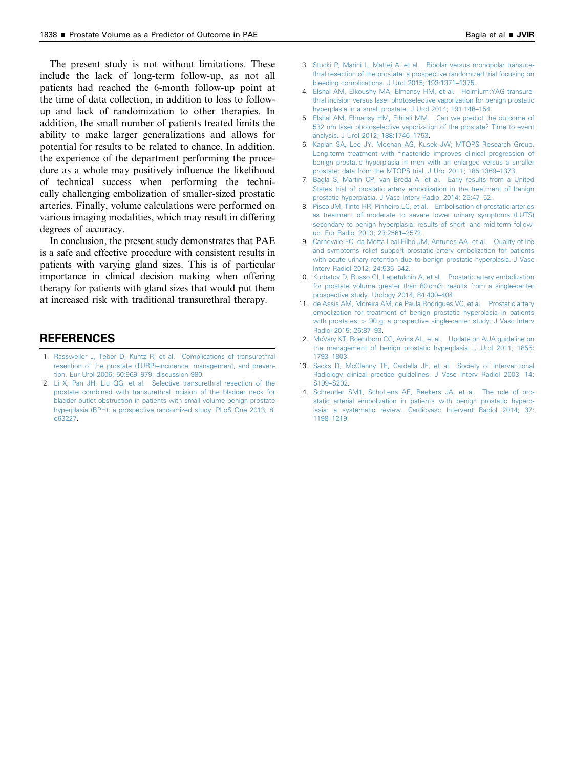The present study is not without limitations. These include the lack of long-term follow-up, as not all patients had reached the 6-month follow-up point at the time of data collection, in addition to loss to follow-up and lack of randomization to other therapies. In addition, the small number of patients treated limits the ability to make larger generalizations and allows for potential for results to be related to chance. In addition, the experience of the department performing the procedure as a whole may positively influence the likelihood of technical success when performing the technically challenging embolization of smaller-sized prostatic arteries. Finally, volume calculations were performed on various imaging modalities, which may result in differing degrees of accuracy.

In conclusion, the present study demonstrates that PAE is a safe and effective procedure with consistent results in patients with varying gland sizes. This is of particular importance in clinical decision making when offering therapy for patients with gland sizes that would put them at increased risk with traditional transurethral therapy.

## REFERENCES

1. Rassweiler J, Teber D, Kuntz R, et al. Complications of transurethral resection of the prostate (TURP)–incidence, management, and prevention. Eur Urol 2006; 50:969–979; discussion 980.
2. Li X, Pan JH, Liu QG, et al. Selective transurethral resection of the prostate combined with transurethral incision of the bladder neck for bladder outlet obstruction in patients with small volume benign prostate hyperplasia (BPH): a prospective randomized study. PLoS One 2013; 8: e63227.
3. Stucki P, Marini L, Mattei A, et al. Bipolar versus monopolar transurethral resection of the prostate: a prospective randomized trial focusing on bleeding complications. J Urol 2015; 193:1371–1375.
4. Elshal AM, Elkoushy MA, Elmansy HM, et al. Holmium:YAG transurethral incision versus laser photoselective vaporization for benign prostatic hyperplasia in a small prostate. J Urol 2014; 191:148–154.
5. Elshal AM, Elmansy HM, Elhilali MM. Can we predict the outcome of 532 nm laser photoselective vaporization of the prostate? Time to event analysis. J Urol 2012; 188:1746–1753.
6. Kaplan SA, Lee JY, Meehan AG, Kusek JW; MTOPS Research Group. Long-term treatment with finasteride improves clinical progression of benign prostatic hyperplasia in men with an enlarged versus a smaller prostate: data from the MTOPS trial. J Urol 2011; 185:1369–1373.
7. Bagla S, Martin CP, van Breda A, et al. Early results from a United States trial of prostatic artery embolization in the treatment of benign prostatic hyperplasia. J Vasc Interv Radiol 2014; 25:47–52.
8. Pisco JM, Tinto HR, Pinheiro LC, et al. Embolisation of prostatic arteries as treatment of moderate to severe lower urinary symptoms (LUTS) secondary to benign hyperplasia: results of short- and mid-term follow-up. Eur Radiol 2013; 23:2561–2572.
9. Carnevale FC, da Motta-Leal-Filho JM, Antunes AA, et al. Quality of life and symptoms relief support prostatic artery embolization for patients with acute urinary retention due to benign prostatic hyperplasia. J Vasc Interv Radiol 2012; 24:535–542.
10. Kurbatov D, Russo GI, Lepetukhin A, et al. Prostatic artery embolization for prostate volume greater than 80 cm3: results from a single-center prospective study. Urology 2014; 84:400–404.
11. de Assis AM, Moreira AM, de Paula Rodrigues VC, et al. Prostatic artery embolization for treatment of benign prostatic hyperplasia in patients with prostates > 90 g: a prospective single-center study. J Vasc Interv Radiol 2015; 26:87–93.
12. McVary KT, Roehrborn CG, Avins AL, et al. Update on AUA guideline on the management of benign prostatic hyperplasia. J Urol 2011; 1855: 1793–1803.
13. Sacks D, McClenny TE, Cardella JF, et al. Society of Interventional Radiology clinical practice guidelines. J Vasc Interv Radiol 2003; 14: S199–S202.
14. Schreuder SM1, Scholtens AE, Reekers JA, et al. The role of prostatic arterial embolization in patients with benign prostatic hyperplasia: a systematic review. Cardiovasc Intervent Radiol 2014; 37: 1198–1219.